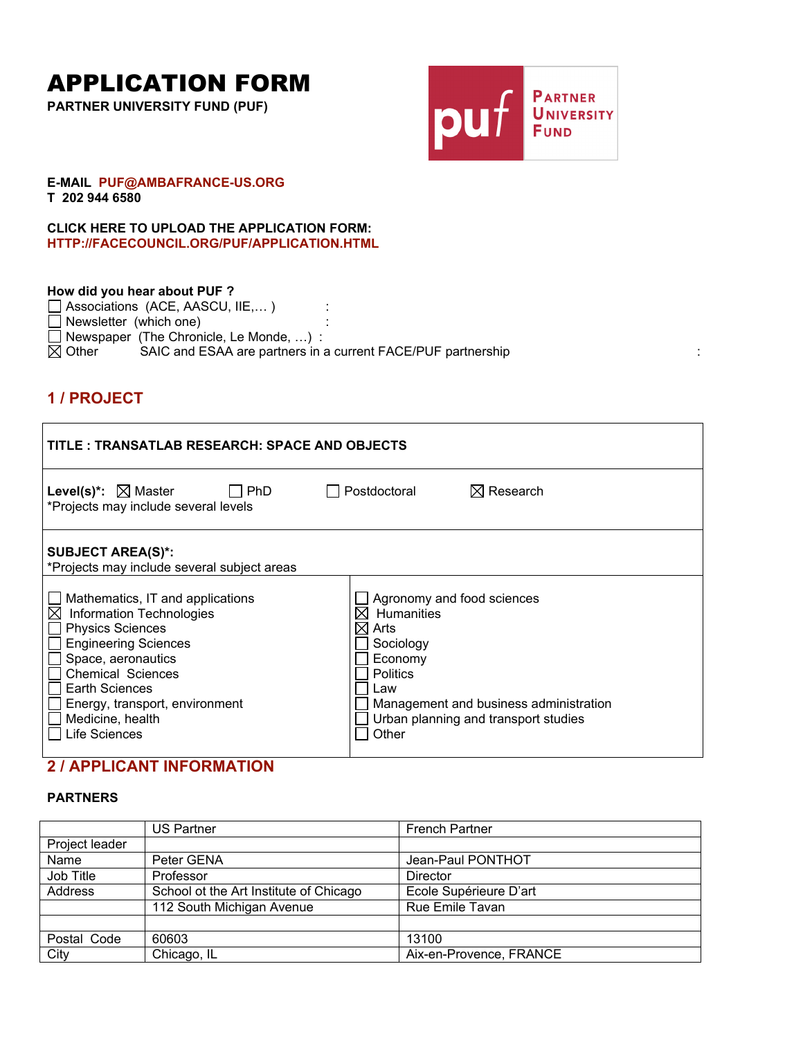# APPLICATION FORM

**PARTNER UNIVERSITY FUND (PUF)**

**E-MAIL PUF@AMBAFRANCE-US.ORG**
**T 202 944 6580**

**CLICK HERE TO UPLOAD THE APPLICATION FORM:**
**HTTP://FACECOUNCIL.ORG/PUF/APPLICATION.HTML**

**How did you hear about PUF ?**

- ☐ Associations (ACE, AASCU, IIE,… ) :
- ☐ Newsletter (which one) :
- ☐ Newspaper (The Chronicle, Le Monde, …) :
- ☒ Other SAIC and ESAA are partners in a current FACE/PUF partnership :

## 1 / PROJECT

**TITLE : TRANSATLAB RESEARCH: SPACE AND OBJECTS**

**Level(s)*:** ☒ Master ☐ PhD ☐ Postdoctoral ☒ Research
*Projects may include several levels

**SUBJECT AREA(S)*:**
*Projects may include several subject areas

| | |
|---|---|
| ☐ Mathematics, IT and applications | ☐ Agronomy and food sciences |
| ☒ Information Technologies | ☒ Humanities |
| ☐ Physics Sciences | ☒ Arts |
| ☐ Engineering Sciences | ☐ Sociology |
| ☐ Space, aeronautics | ☐ Economy |
| ☐ Chemical Sciences | ☐ Politics |
| ☐ Earth Sciences | ☐ Law |
| ☐ Energy, transport, environment | ☐ Management and business administration |
| ☐ Medicine, health | ☐ Urban planning and transport studies |
| ☐ Life Sciences | ☐ Other |

## 2 / APPLICANT INFORMATION

**PARTNERS**

| | US Partner | French Partner |
|---|---|---|
| Project leader | | |
| Name | Peter GENA | Jean-Paul PONTHOT |
| Job Title | Professor | Director |
| Address | School ot the Art Institute of Chicago | Ecole Supérieure D'art |
| | 112 South Michigan Avenue | Rue Emile Tavan |
| | | |
| Postal Code | 60603 | 13100 |
| City | Chicago, IL | Aix-en-Provence, FRANCE |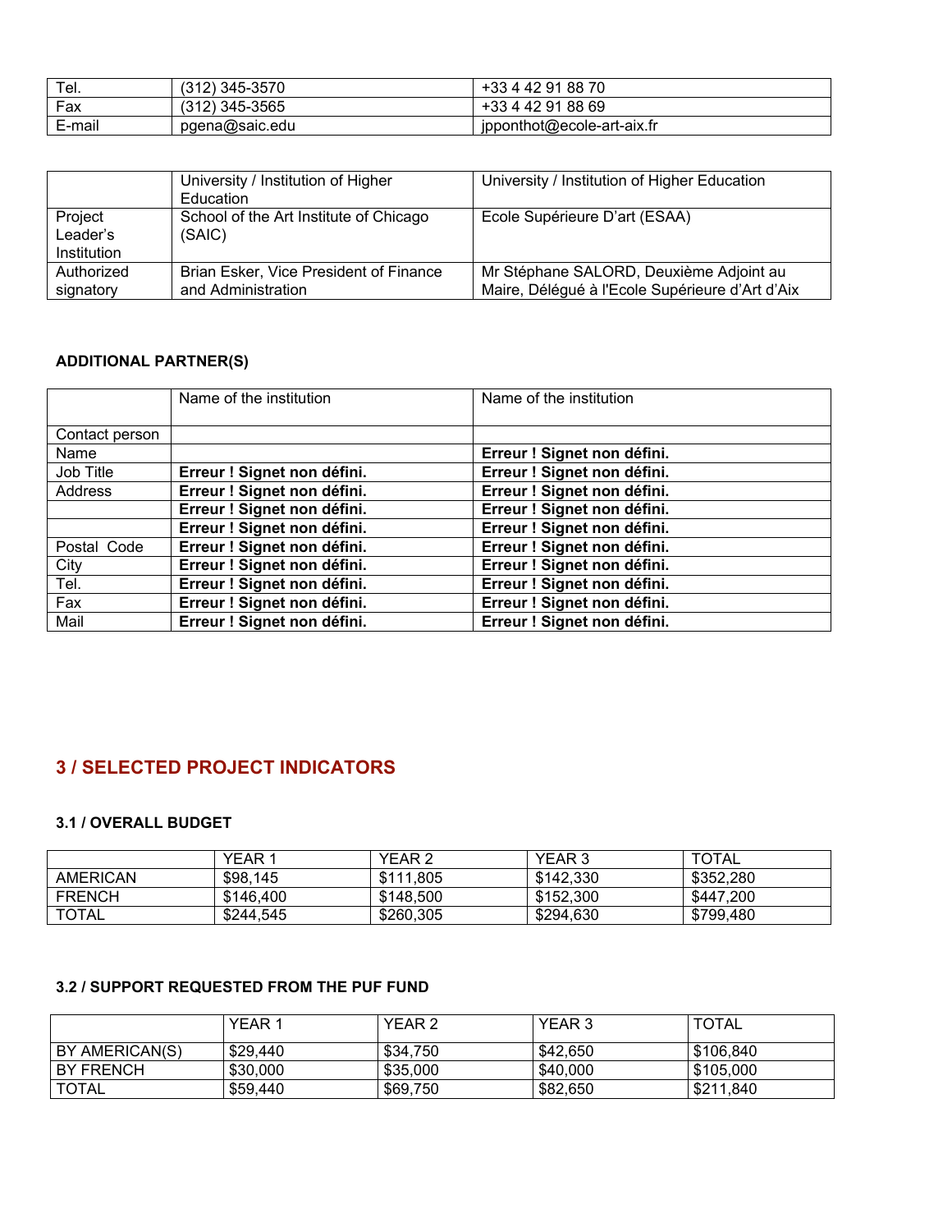| Tel. | (312) 345-3570 | +33 4 42 91 88 70 |
|---|---|---|
| Fax | (312) 345-3565 | +33 4 42 91 88 69 |
| E-mail | pgena@saic.edu | jpponthot@ecole-art-aix.fr |

| | University / Institution of Higher Education | University / Institution of Higher Education |
|---|---|---|
| Project Leader's Institution | School of the Art Institute of Chicago (SAIC) | Ecole Supérieure D'art (ESAA) |
| Authorized signatory | Brian Esker, Vice President of Finance and Administration | Mr Stéphane SALORD, Deuxième Adjoint au Maire, Délégué à l'Ecole Supérieure d'Art d'Aix |

**ADDITIONAL PARTNER(S)**

| | Name of the institution | Name of the institution |
|---|---|---|
| Contact person | | |
| Name | | **Erreur ! Signet non défini.** |
| Job Title | **Erreur ! Signet non défini.** | **Erreur ! Signet non défini.** |
| Address | **Erreur ! Signet non défini.** | **Erreur ! Signet non défini.** |
| | **Erreur ! Signet non défini.** | **Erreur ! Signet non défini.** |
| | **Erreur ! Signet non défini.** | **Erreur ! Signet non défini.** |
| Postal Code | **Erreur ! Signet non défini.** | **Erreur ! Signet non défini.** |
| City | **Erreur ! Signet non défini.** | **Erreur ! Signet non défini.** |
| Tel. | **Erreur ! Signet non défini.** | **Erreur ! Signet non défini.** |
| Fax | **Erreur ! Signet non défini.** | **Erreur ! Signet non défini.** |
| Mail | **Erreur ! Signet non défini.** | **Erreur ! Signet non défini.** |

## 3 / SELECTED PROJECT INDICATORS

### 3.1 / OVERALL BUDGET

| | YEAR 1 | YEAR 2 | YEAR 3 | TOTAL |
|---|---|---|---|---|
| AMERICAN | $98,145 | $111,805 | $142,330 | $352,280 |
| FRENCH | $146,400 | $148,500 | $152,300 | $447,200 |
| TOTAL | $244,545 | $260,305 | $294,630 | $799,480 |

### 3.2 / SUPPORT REQUESTED FROM THE PUF FUND

| | YEAR 1 | YEAR 2 | YEAR 3 | TOTAL |
|---|---|---|---|---|
| BY AMERICAN(S) | $29,440 | $34,750 | $42,650 | $106,840 |
| BY FRENCH | $30,000 | $35,000 | $40,000 | $105,000 |
| TOTAL | $59,440 | $69,750 | $82,650 | $211,840 |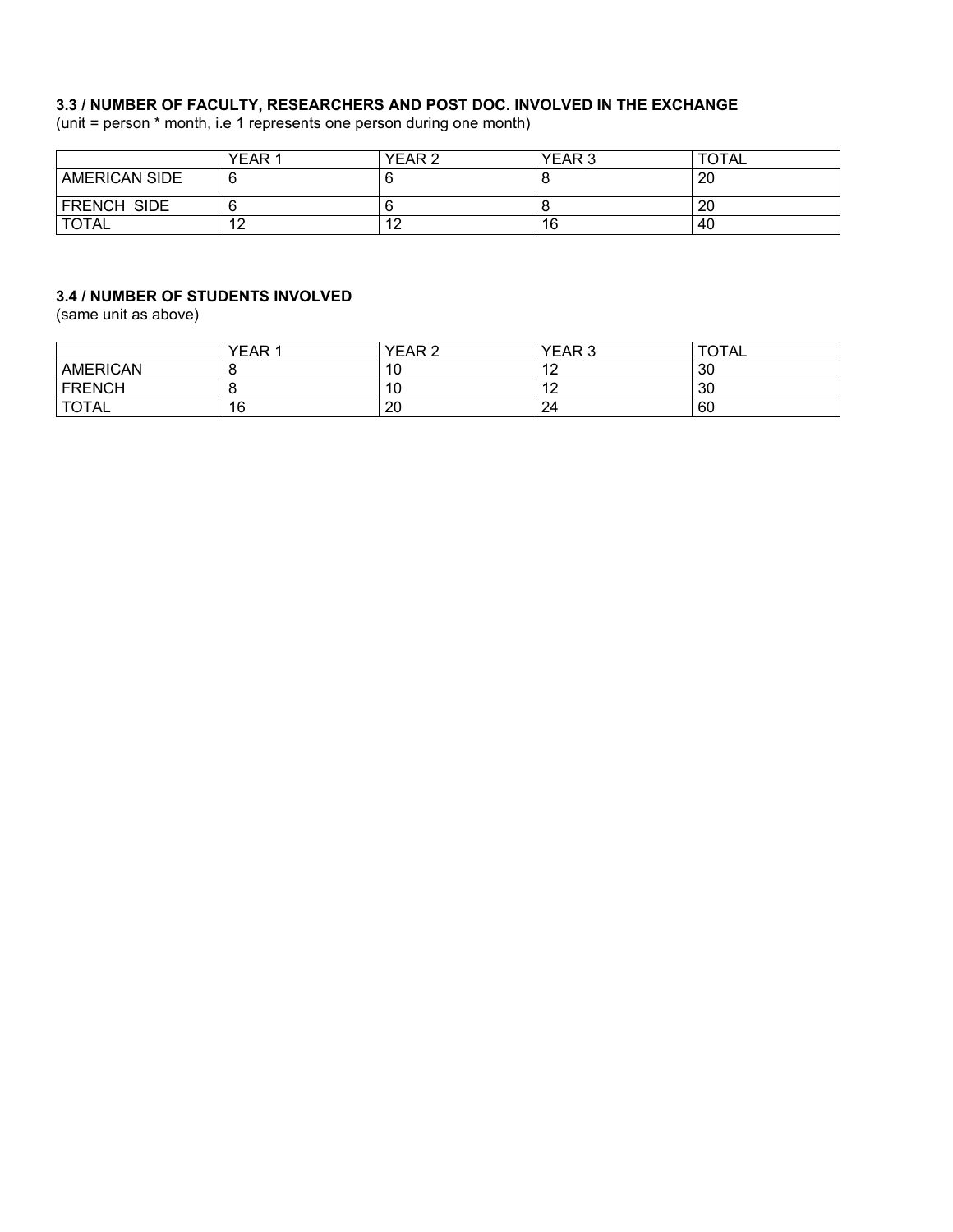### 3.3 / NUMBER OF FACULTY, RESEARCHERS AND POST DOC. INVOLVED IN THE EXCHANGE

(unit = person * month, i.e 1 represents one person during one month)

| | YEAR 1 | YEAR 2 | YEAR 3 | TOTAL |
|---|---|---|---|---|
| AMERICAN SIDE | 6 | 6 | 8 | 20 |
| FRENCH SIDE | 6 | 6 | 8 | 20 |
| TOTAL | 12 | 12 | 16 | 40 |

### 3.4 / NUMBER OF STUDENTS INVOLVED

(same unit as above)

| | YEAR 1 | YEAR 2 | YEAR 3 | TOTAL |
|---|---|---|---|---|
| AMERICAN | 8 | 10 | 12 | 30 |
| FRENCH | 8 | 10 | 12 | 30 |
| TOTAL | 16 | 20 | 24 | 60 |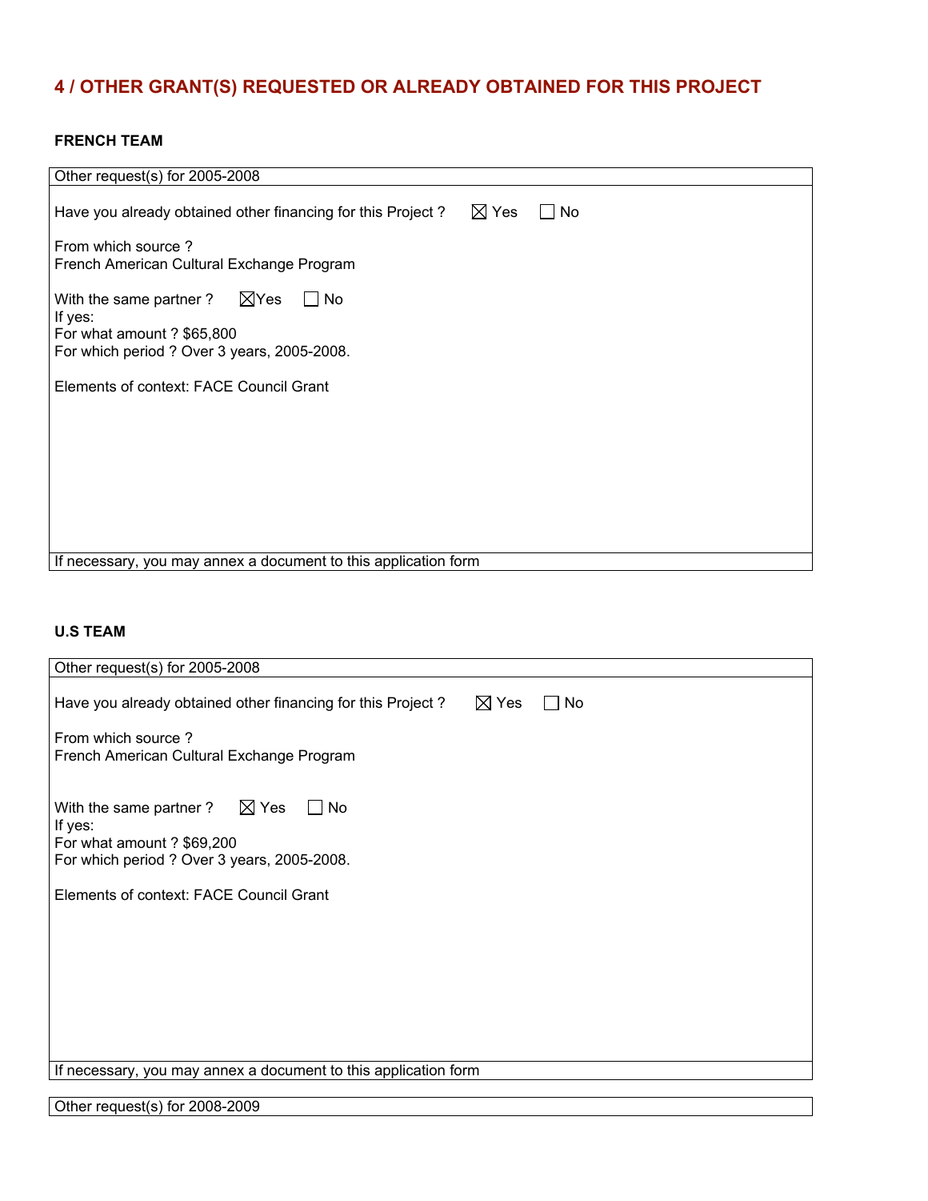## 4 / OTHER GRANT(S) REQUESTED OR ALREADY OBTAINED FOR THIS PROJECT

### FRENCH TEAM

Other request(s) for 2005-2008

Have you already obtained other financing for this Project ? ☒ Yes ☐ No

From which source ?
French American Cultural Exchange Program

With the same partner ? ☒ Yes ☐ No
If yes:
For what amount ? $65,800
For which period ? Over 3 years, 2005-2008.

Elements of context: FACE Council Grant

If necessary, you may annex a document to this application form

### U.S TEAM

Other request(s) for 2005-2008

Have you already obtained other financing for this Project ? ☒ Yes ☐ No

From which source ?
French American Cultural Exchange Program

With the same partner ? ☒ Yes ☐ No
If yes:
For what amount ? $69,200
For which period ? Over 3 years, 2005-2008.

Elements of context: FACE Council Grant

If necessary, you may annex a document to this application form

Other request(s) for 2008-2009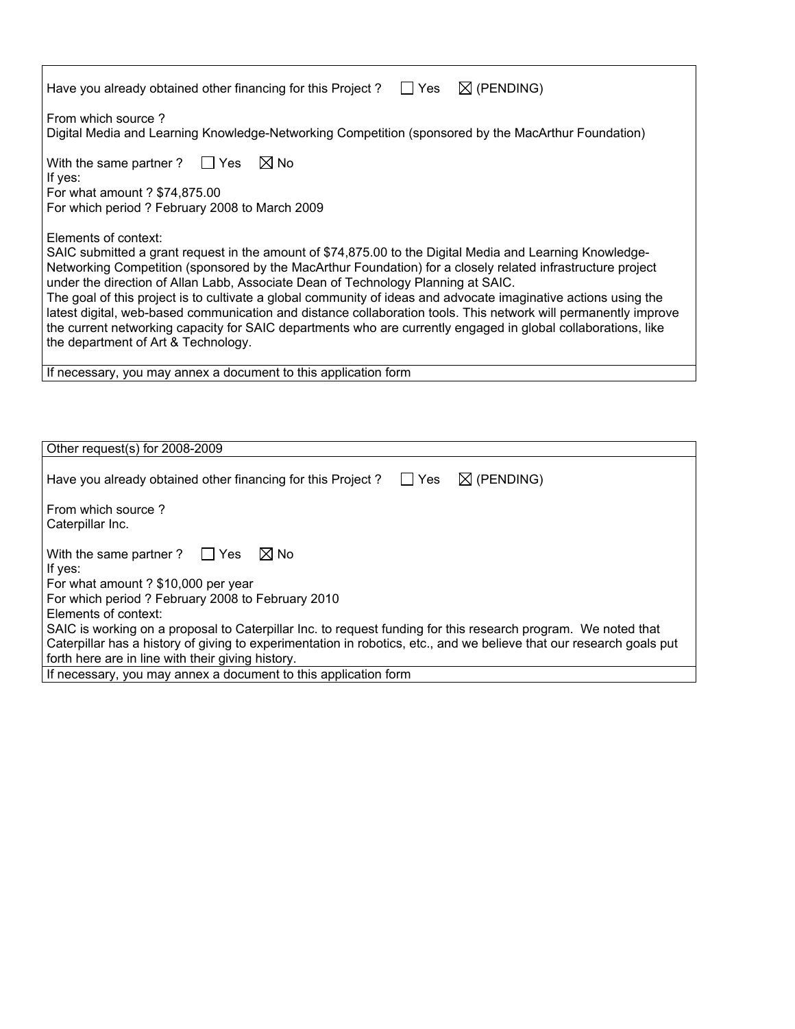Have you already obtained other financing for this Project ? ☐ Yes ☒ (PENDING)

From which source ?
Digital Media and Learning Knowledge-Networking Competition (sponsored by the MacArthur Foundation)

With the same partner ? ☐ Yes ☒ No
If yes:
For what amount ? $74,875.00
For which period ? February 2008 to March 2009

Elements of context:
SAIC submitted a grant request in the amount of $74,875.00 to the Digital Media and Learning Knowledge-Networking Competition (sponsored by the MacArthur Foundation) for a closely related infrastructure project under the direction of Allan Labb, Associate Dean of Technology Planning at SAIC.
The goal of this project is to cultivate a global community of ideas and advocate imaginative actions using the latest digital, web-based communication and distance collaboration tools. This network will permanently improve the current networking capacity for SAIC departments who are currently engaged in global collaborations, like the department of Art & Technology.

If necessary, you may annex a document to this application form

---

Other request(s) for 2008-2009

Have you already obtained other financing for this Project ? ☐ Yes ☒ (PENDING)

From which source ?
Caterpillar Inc.

With the same partner ? ☐ Yes ☒ No
If yes:
For what amount ? $10,000 per year
For which period ? February 2008 to February 2010
Elements of context:
SAIC is working on a proposal to Caterpillar Inc. to request funding for this research program. We noted that Caterpillar has a history of giving to experimentation in robotics, etc., and we believe that our research goals put forth here are in line with their giving history.

If necessary, you may annex a document to this application form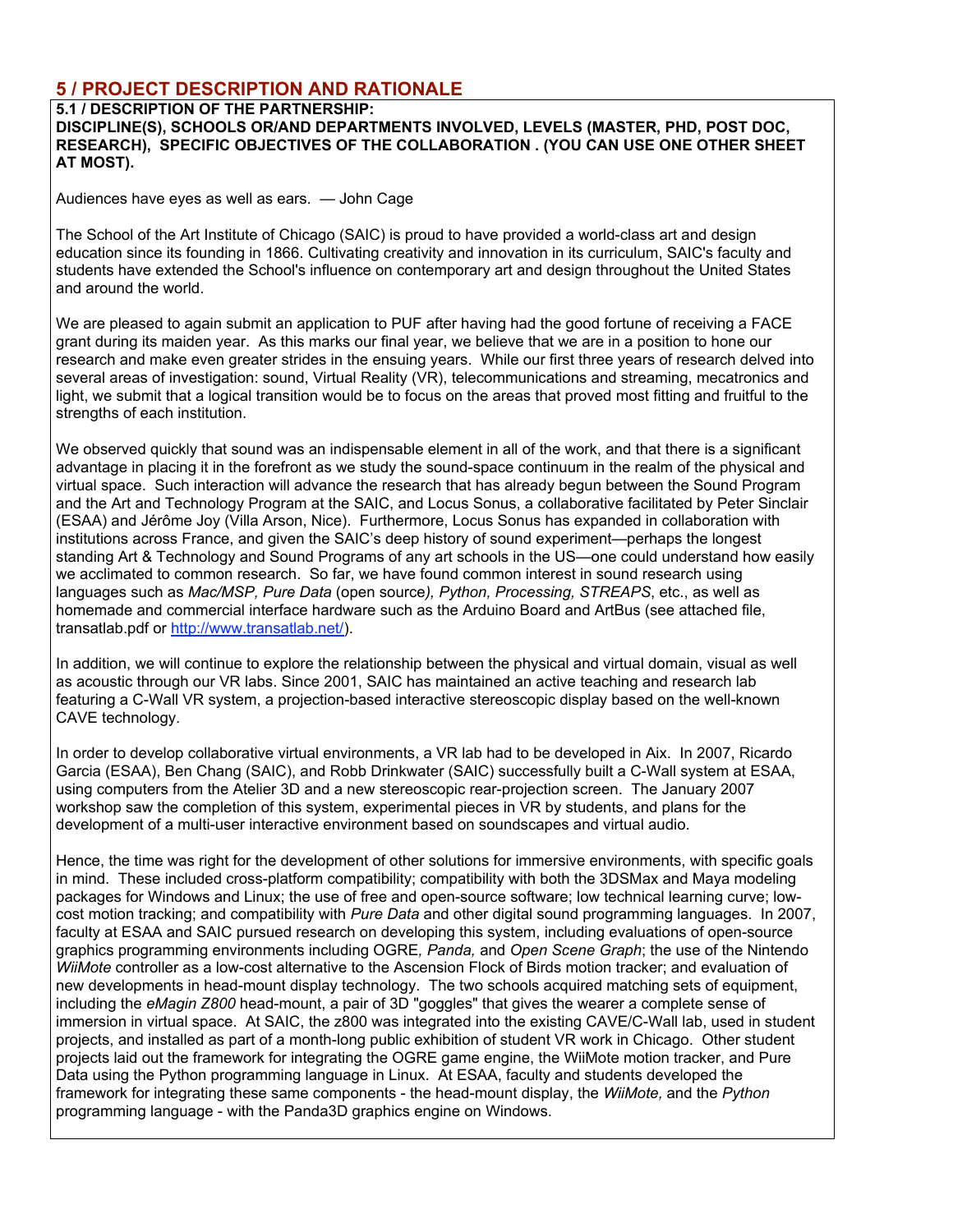## 5 / PROJECT DESCRIPTION AND RATIONALE

**5.1 / DESCRIPTION OF THE PARTNERSHIP: DISCIPLINE(S), SCHOOLS OR/AND DEPARTMENTS INVOLVED, LEVELS (MASTER, PHD, POST DOC, RESEARCH), SPECIFIC OBJECTIVES OF THE COLLABORATION . (YOU CAN USE ONE OTHER SHEET AT MOST).**

Audiences have eyes as well as ears. — John Cage

The School of the Art Institute of Chicago (SAIC) is proud to have provided a world-class art and design education since its founding in 1866. Cultivating creativity and innovation in its curriculum, SAIC's faculty and students have extended the School's influence on contemporary art and design throughout the United States and around the world.

We are pleased to again submit an application to PUF after having had the good fortune of receiving a FACE grant during its maiden year. As this marks our final year, we believe that we are in a position to hone our research and make even greater strides in the ensuing years. While our first three years of research delved into several areas of investigation: sound, Virtual Reality (VR), telecommunications and streaming, mecatronics and light, we submit that a logical transition would be to focus on the areas that proved most fitting and fruitful to the strengths of each institution.

We observed quickly that sound was an indispensable element in all of the work, and that there is a significant advantage in placing it in the forefront as we study the sound-space continuum in the realm of the physical and virtual space. Such interaction will advance the research that has already begun between the Sound Program and the Art and Technology Program at the SAIC, and Locus Sonus, a collaborative facilitated by Peter Sinclair (ESAA) and Jérôme Joy (Villa Arson, Nice). Furthermore, Locus Sonus has expanded in collaboration with institutions across France, and given the SAIC's deep history of sound experiment—perhaps the longest standing Art & Technology and Sound Programs of any art schools in the US—one could understand how easily we acclimated to common research. So far, we have found common interest in sound research using languages such as *Mac/MSP, Pure Data* (open source*), Python, Processing, STREAPS*, etc., as well as homemade and commercial interface hardware such as the Arduino Board and ArtBus (see attached file, transatlab.pdf or http://www.transatlab.net/).

In addition, we will continue to explore the relationship between the physical and virtual domain, visual as well as acoustic through our VR labs. Since 2001, SAIC has maintained an active teaching and research lab featuring a C-Wall VR system, a projection-based interactive stereoscopic display based on the well-known CAVE technology.

In order to develop collaborative virtual environments, a VR lab had to be developed in Aix. In 2007, Ricardo Garcia (ESAA), Ben Chang (SAIC), and Robb Drinkwater (SAIC) successfully built a C-Wall system at ESAA, using computers from the Atelier 3D and a new stereoscopic rear-projection screen. The January 2007 workshop saw the completion of this system, experimental pieces in VR by students, and plans for the development of a multi-user interactive environment based on soundscapes and virtual audio.

Hence, the time was right for the development of other solutions for immersive environments, with specific goals in mind. These included cross-platform compatibility; compatibility with both the 3DSMax and Maya modeling packages for Windows and Linux; the use of free and open-source software; low technical learning curve; low-cost motion tracking; and compatibility with *Pure Data* and other digital sound programming languages. In 2007, faculty at ESAA and SAIC pursued research on developing this system, including evaluations of open-source graphics programming environments including OGRE*, Panda,* and *Open Scene Graph*; the use of the Nintendo *WiiMote* controller as a low-cost alternative to the Ascension Flock of Birds motion tracker; and evaluation of new developments in head-mount display technology. The two schools acquired matching sets of equipment, including the *eMagin Z800* head-mount, a pair of 3D "goggles" that gives the wearer a complete sense of immersion in virtual space. At SAIC, the z800 was integrated into the existing CAVE/C-Wall lab, used in student projects, and installed as part of a month-long public exhibition of student VR work in Chicago. Other student projects laid out the framework for integrating the OGRE game engine, the WiiMote motion tracker, and Pure Data using the Python programming language in Linux. At ESAA, faculty and students developed the framework for integrating these same components - the head-mount display, the *WiiMote,* and the *Python* programming language - with the Panda3D graphics engine on Windows.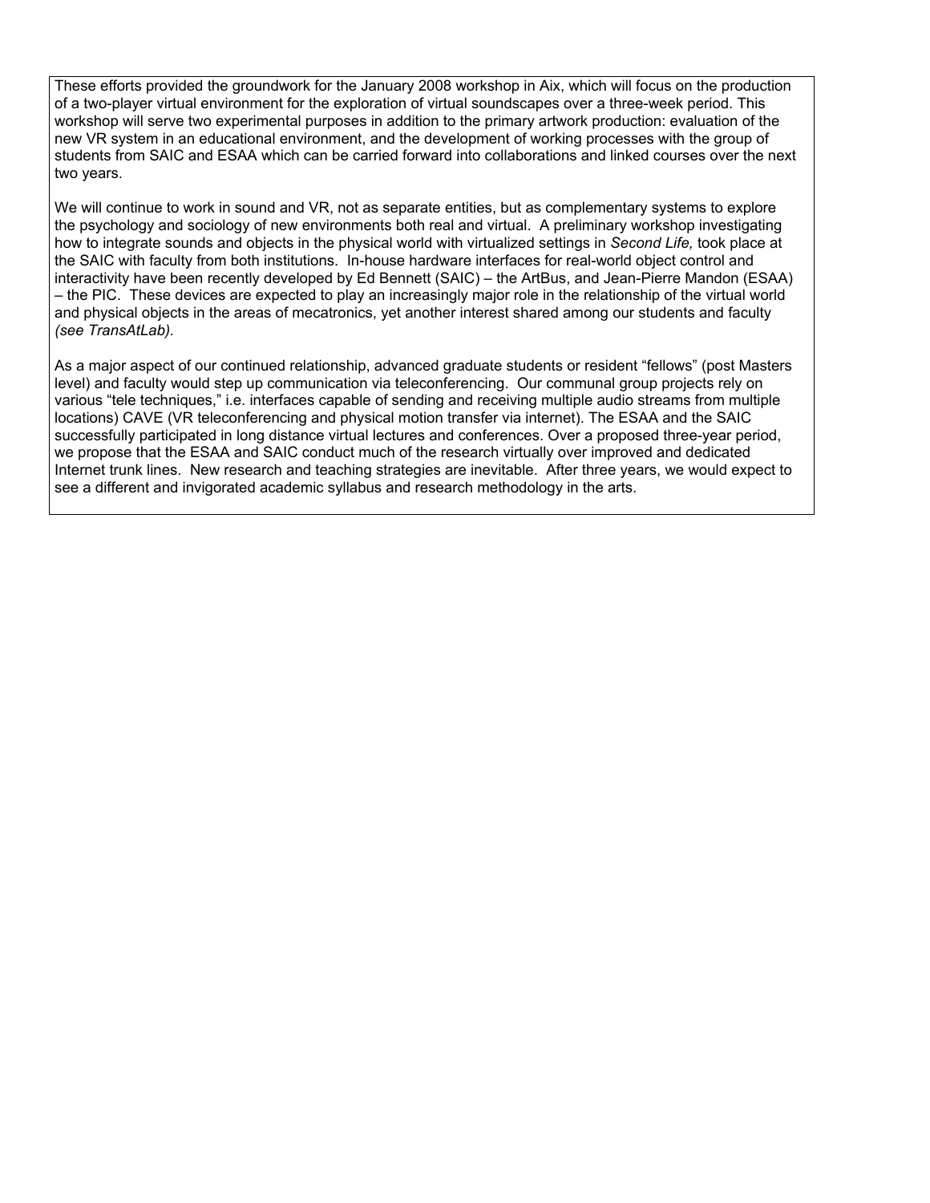These efforts provided the groundwork for the January 2008 workshop in Aix, which will focus on the production of a two-player virtual environment for the exploration of virtual soundscapes over a three-week period. This workshop will serve two experimental purposes in addition to the primary artwork production: evaluation of the new VR system in an educational environment, and the development of working processes with the group of students from SAIC and ESAA which can be carried forward into collaborations and linked courses over the next two years.

We will continue to work in sound and VR, not as separate entities, but as complementary systems to explore the psychology and sociology of new environments both real and virtual. A preliminary workshop investigating how to integrate sounds and objects in the physical world with virtualized settings in *Second Life,* took place at the SAIC with faculty from both institutions. In-house hardware interfaces for real-world object control and interactivity have been recently developed by Ed Bennett (SAIC) – the ArtBus, and Jean-Pierre Mandon (ESAA) – the PIC. These devices are expected to play an increasingly major role in the relationship of the virtual world and physical objects in the areas of mecatronics, yet another interest shared among our students and faculty *(see TransAtLab).*

As a major aspect of our continued relationship, advanced graduate students or resident "fellows" (post Masters level) and faculty would step up communication via teleconferencing. Our communal group projects rely on various "tele techniques," i.e. interfaces capable of sending and receiving multiple audio streams from multiple locations) CAVE (VR teleconferencing and physical motion transfer via internet). The ESAA and the SAIC successfully participated in long distance virtual lectures and conferences. Over a proposed three-year period, we propose that the ESAA and SAIC conduct much of the research virtually over improved and dedicated Internet trunk lines. New research and teaching strategies are inevitable. After three years, we would expect to see a different and invigorated academic syllabus and research methodology in the arts.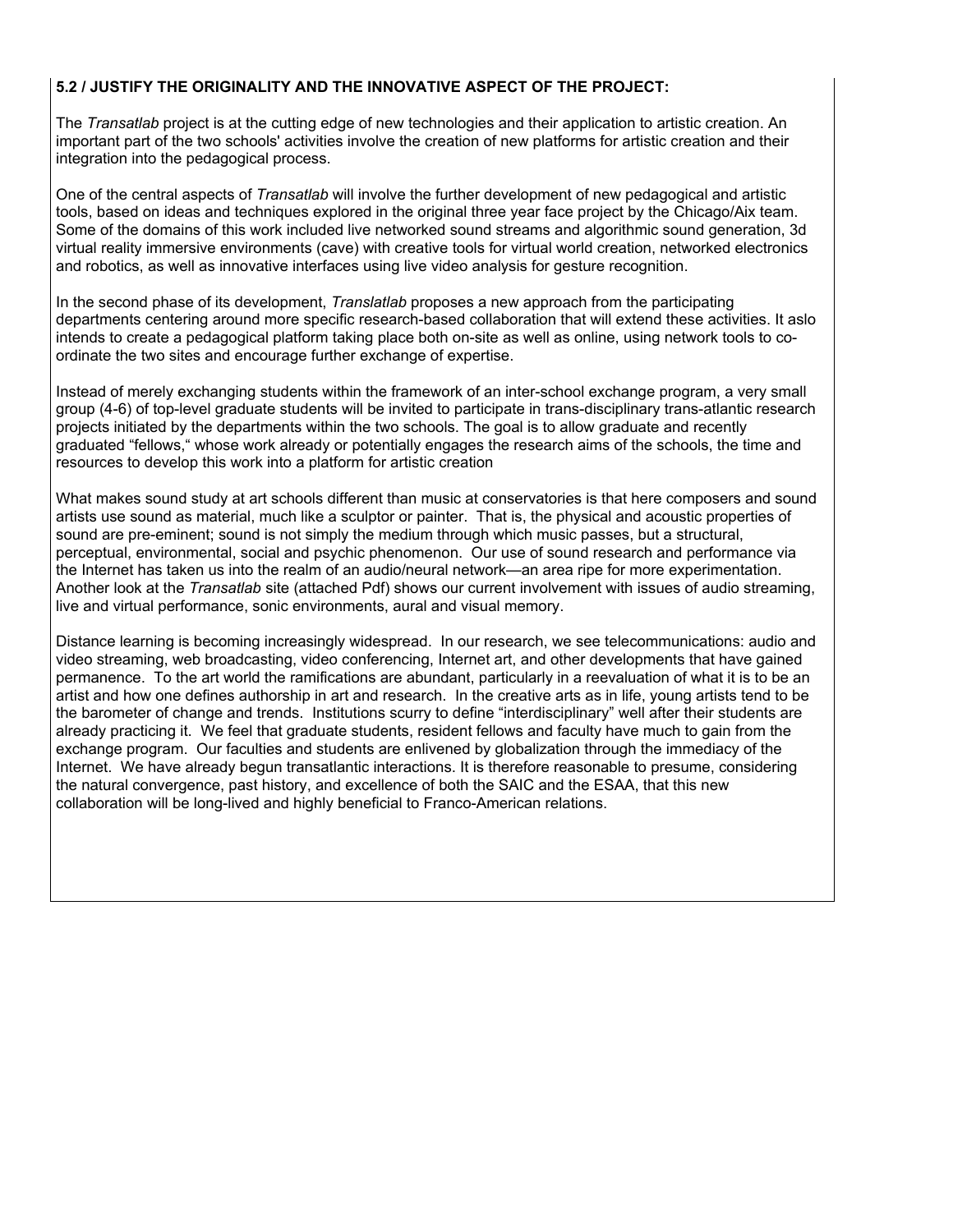**5.2 / JUSTIFY THE ORIGINALITY AND THE INNOVATIVE ASPECT OF THE PROJECT:**

The *Transatlab* project is at the cutting edge of new technologies and their application to artistic creation. An important part of the two schools' activities involve the creation of new platforms for artistic creation and their integration into the pedagogical process.

One of the central aspects of *Transatlab* will involve the further development of new pedagogical and artistic tools, based on ideas and techniques explored in the original three year face project by the Chicago/Aix team. Some of the domains of this work included live networked sound streams and algorithmic sound generation, 3d virtual reality immersive environments (cave) with creative tools for virtual world creation, networked electronics and robotics, as well as innovative interfaces using live video analysis for gesture recognition.

In the second phase of its development, *Translatlab* proposes a new approach from the participating departments centering around more specific research-based collaboration that will extend these activities. It aslo intends to create a pedagogical platform taking place both on-site as well as online, using network tools to co-ordinate the two sites and encourage further exchange of expertise.

Instead of merely exchanging students within the framework of an inter-school exchange program, a very small group (4-6) of top-level graduate students will be invited to participate in trans-disciplinary trans-atlantic research projects initiated by the departments within the two schools. The goal is to allow graduate and recently graduated "fellows," whose work already or potentially engages the research aims of the schools, the time and resources to develop this work into a platform for artistic creation

What makes sound study at art schools different than music at conservatories is that here composers and sound artists use sound as material, much like a sculptor or painter. That is, the physical and acoustic properties of sound are pre-eminent; sound is not simply the medium through which music passes, but a structural, perceptual, environmental, social and psychic phenomenon. Our use of sound research and performance via the Internet has taken us into the realm of an audio/neural network—an area ripe for more experimentation. Another look at the *Transatlab* site (attached Pdf) shows our current involvement with issues of audio streaming, live and virtual performance, sonic environments, aural and visual memory.

Distance learning is becoming increasingly widespread. In our research, we see telecommunications: audio and video streaming, web broadcasting, video conferencing, Internet art, and other developments that have gained permanence. To the art world the ramifications are abundant, particularly in a reevaluation of what it is to be an artist and how one defines authorship in art and research. In the creative arts as in life, young artists tend to be the barometer of change and trends. Institutions scurry to define "interdisciplinary" well after their students are already practicing it. We feel that graduate students, resident fellows and faculty have much to gain from the exchange program. Our faculties and students are enlivened by globalization through the immediacy of the Internet. We have already begun transatlantic interactions. It is therefore reasonable to presume, considering the natural convergence, past history, and excellence of both the SAIC and the ESAA, that this new collaboration will be long-lived and highly beneficial to Franco-American relations.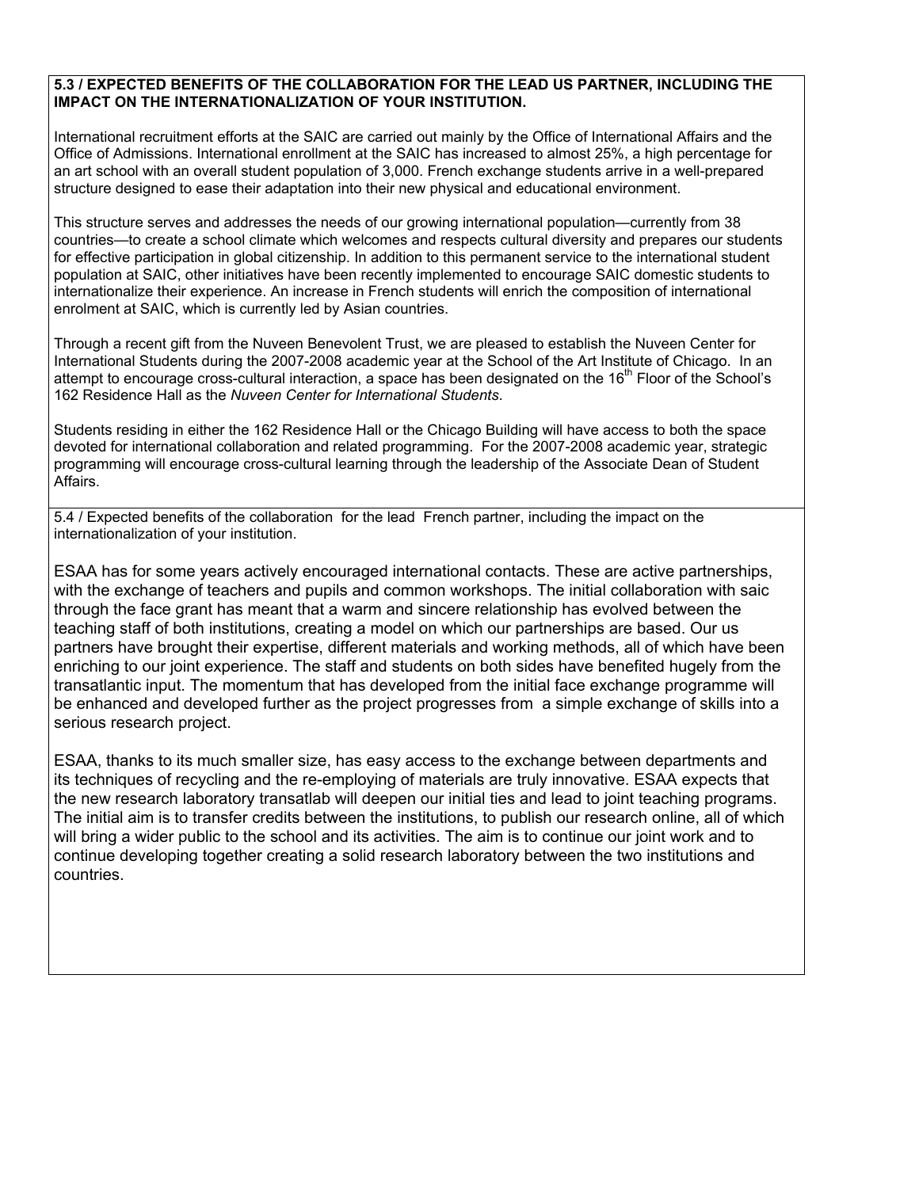**5.3 / EXPECTED BENEFITS OF THE COLLABORATION FOR THE LEAD US PARTNER, INCLUDING THE IMPACT ON THE INTERNATIONALIZATION OF YOUR INSTITUTION.**

International recruitment efforts at the SAIC are carried out mainly by the Office of International Affairs and the Office of Admissions. International enrollment at the SAIC has increased to almost 25%, a high percentage for an art school with an overall student population of 3,000. French exchange students arrive in a well-prepared structure designed to ease their adaptation into their new physical and educational environment.

This structure serves and addresses the needs of our growing international population—currently from 38 countries—to create a school climate which welcomes and respects cultural diversity and prepares our students for effective participation in global citizenship. In addition to this permanent service to the international student population at SAIC, other initiatives have been recently implemented to encourage SAIC domestic students to internationalize their experience. An increase in French students will enrich the composition of international enrolment at SAIC, which is currently led by Asian countries.

Through a recent gift from the Nuveen Benevolent Trust, we are pleased to establish the Nuveen Center for International Students during the 2007-2008 academic year at the School of the Art Institute of Chicago. In an attempt to encourage cross-cultural interaction, a space has been designated on the 16th Floor of the School's 162 Residence Hall as the *Nuveen Center for International Students.*

Students residing in either the 162 Residence Hall or the Chicago Building will have access to both the space devoted for international collaboration and related programming. For the 2007-2008 academic year, strategic programming will encourage cross-cultural learning through the leadership of the Associate Dean of Student Affairs.

5.4 / Expected benefits of the collaboration for the lead French partner, including the impact on the internationalization of your institution.

ESAA has for some years actively encouraged international contacts. These are active partnerships, with the exchange of teachers and pupils and common workshops. The initial collaboration with saic through the face grant has meant that a warm and sincere relationship has evolved between the teaching staff of both institutions, creating a model on which our partnerships are based. Our us partners have brought their expertise, different materials and working methods, all of which have been enriching to our joint experience. The staff and students on both sides have benefited hugely from the transatlantic input. The momentum that has developed from the initial face exchange programme will be enhanced and developed further as the project progresses from a simple exchange of skills into a serious research project.

ESAA, thanks to its much smaller size, has easy access to the exchange between departments and its techniques of recycling and the re-employing of materials are truly innovative. ESAA expects that the new research laboratory transatlab will deepen our initial ties and lead to joint teaching programs. The initial aim is to transfer credits between the institutions, to publish our research online, all of which will bring a wider public to the school and its activities. The aim is to continue our joint work and to continue developing together creating a solid research laboratory between the two institutions and countries.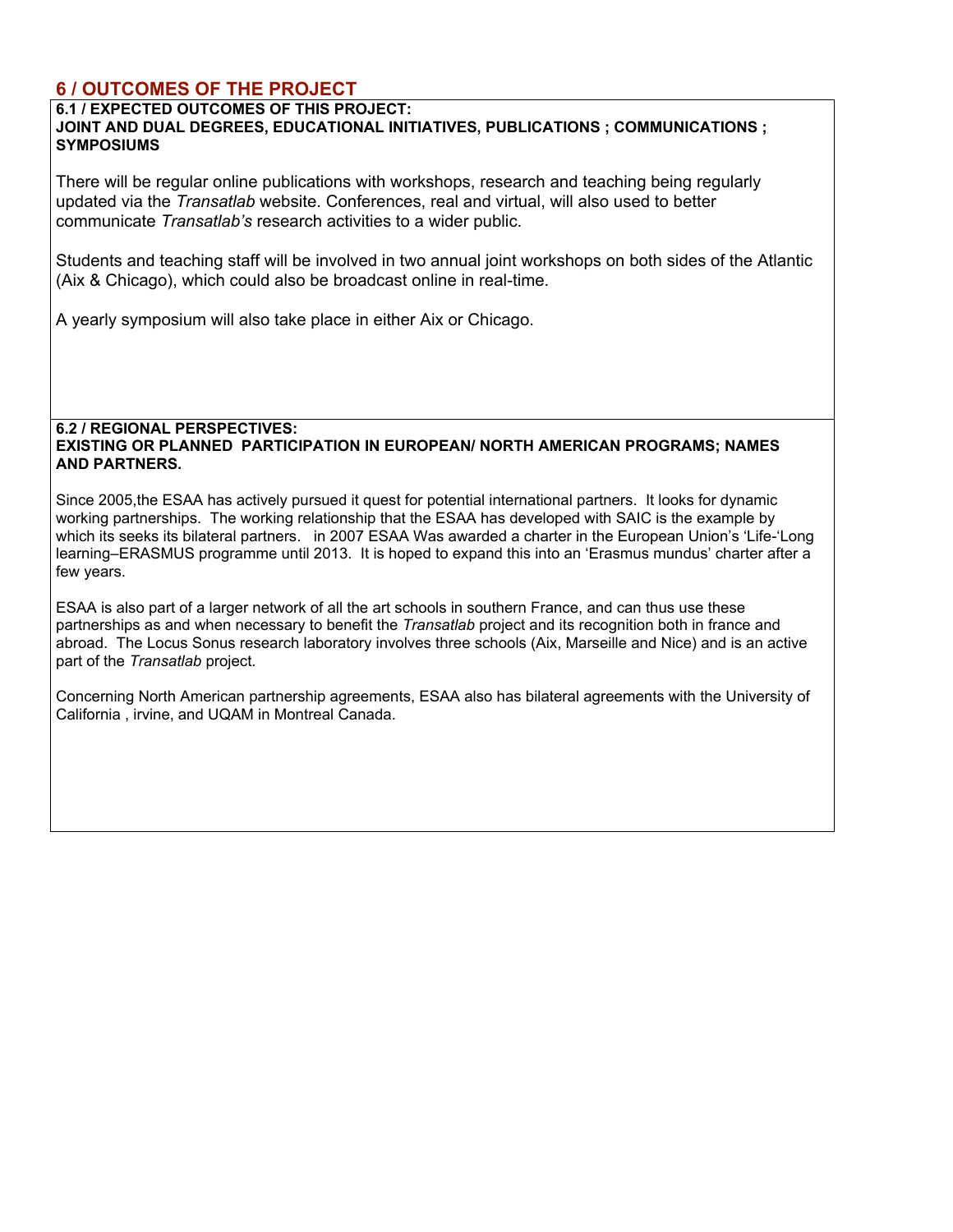## 6 / OUTCOMES OF THE PROJECT

**6.1 / EXPECTED OUTCOMES OF THIS PROJECT:**
**JOINT AND DUAL DEGREES, EDUCATIONAL INITIATIVES, PUBLICATIONS ; COMMUNICATIONS ; SYMPOSIUMS**

There will be regular online publications with workshops, research and teaching being regularly updated via the *Transatlab* website. Conferences, real and virtual, will also used to better communicate *Transatlab's* research activities to a wider public.

Students and teaching staff will be involved in two annual joint workshops on both sides of the Atlantic (Aix & Chicago), which could also be broadcast online in real-time.

A yearly symposium will also take place in either Aix or Chicago.

**6.2 / REGIONAL PERSPECTIVES:**
**EXISTING OR PLANNED PARTICIPATION IN EUROPEAN/ NORTH AMERICAN PROGRAMS; NAMES AND PARTNERS.**

Since 2005,the ESAA has actively pursued it quest for potential international partners. It looks for dynamic working partnerships. The working relationship that the ESAA has developed with SAIC is the example by which its seeks its bilateral partners. in 2007 ESAA Was awarded a charter in the European Union's 'Life-'Long learning–ERASMUS programme until 2013. It is hoped to expand this into an 'Erasmus mundus' charter after a few years.

ESAA is also part of a larger network of all the art schools in southern France, and can thus use these partnerships as and when necessary to benefit the *Transatlab* project and its recognition both in france and abroad. The Locus Sonus research laboratory involves three schools (Aix, Marseille and Nice) and is an active part of the *Transatlab* project.

Concerning North American partnership agreements, ESAA also has bilateral agreements with the University of California , irvine, and UQAM in Montreal Canada.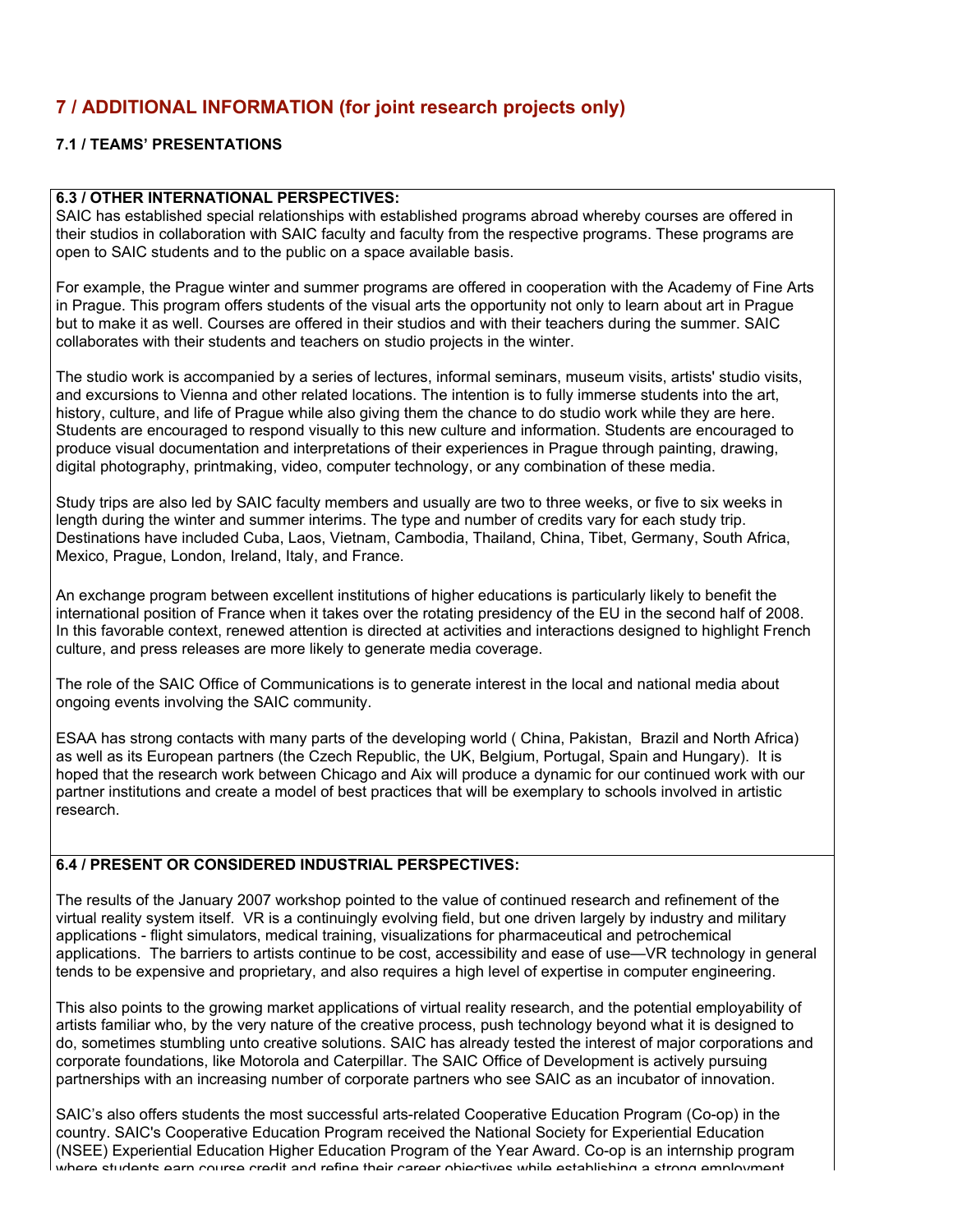## 7 / ADDITIONAL INFORMATION (for joint research projects only)

### 7.1 / TEAMS' PRESENTATIONS

**6.3 / OTHER INTERNATIONAL PERSPECTIVES:**

SAIC has established special relationships with established programs abroad whereby courses are offered in their studios in collaboration with SAIC faculty and faculty from the respective programs. These programs are open to SAIC students and to the public on a space available basis.

For example, the Prague winter and summer programs are offered in cooperation with the Academy of Fine Arts in Prague. This program offers students of the visual arts the opportunity not only to learn about art in Prague but to make it as well. Courses are offered in their studios and with their teachers during the summer. SAIC collaborates with their students and teachers on studio projects in the winter.

The studio work is accompanied by a series of lectures, informal seminars, museum visits, artists' studio visits, and excursions to Vienna and other related locations. The intention is to fully immerse students into the art, history, culture, and life of Prague while also giving them the chance to do studio work while they are here. Students are encouraged to respond visually to this new culture and information. Students are encouraged to produce visual documentation and interpretations of their experiences in Prague through painting, drawing, digital photography, printmaking, video, computer technology, or any combination of these media.

Study trips are also led by SAIC faculty members and usually are two to three weeks, or five to six weeks in length during the winter and summer interims. The type and number of credits vary for each study trip. Destinations have included Cuba, Laos, Vietnam, Cambodia, Thailand, China, Tibet, Germany, South Africa, Mexico, Prague, London, Ireland, Italy, and France.

An exchange program between excellent institutions of higher educations is particularly likely to benefit the international position of France when it takes over the rotating presidency of the EU in the second half of 2008. In this favorable context, renewed attention is directed at activities and interactions designed to highlight French culture, and press releases are more likely to generate media coverage.

The role of the SAIC Office of Communications is to generate interest in the local and national media about ongoing events involving the SAIC community.

ESAA has strong contacts with many parts of the developing world ( China, Pakistan, Brazil and North Africa) as well as its European partners (the Czech Republic, the UK, Belgium, Portugal, Spain and Hungary). It is hoped that the research work between Chicago and Aix will produce a dynamic for our continued work with our partner institutions and create a model of best practices that will be exemplary to schools involved in artistic research.

**6.4 / PRESENT OR CONSIDERED INDUSTRIAL PERSPECTIVES:**

The results of the January 2007 workshop pointed to the value of continued research and refinement of the virtual reality system itself. VR is a continuingly evolving field, but one driven largely by industry and military applications - flight simulators, medical training, visualizations for pharmaceutical and petrochemical applications. The barriers to artists continue to be cost, accessibility and ease of use—VR technology in general tends to be expensive and proprietary, and also requires a high level of expertise in computer engineering.

This also points to the growing market applications of virtual reality research, and the potential employability of artists familiar who, by the very nature of the creative process, push technology beyond what it is designed to do, sometimes stumbling unto creative solutions. SAIC has already tested the interest of major corporations and corporate foundations, like Motorola and Caterpillar. The SAIC Office of Development is actively pursuing partnerships with an increasing number of corporate partners who see SAIC as an incubator of innovation.

SAIC's also offers students the most successful arts-related Cooperative Education Program (Co-op) in the country. SAIC's Cooperative Education Program received the National Society for Experiential Education (NSEE) Experiential Education Higher Education Program of the Year Award. Co-op is an internship program where students earn course credit and refine their career objectives while establishing a strong employment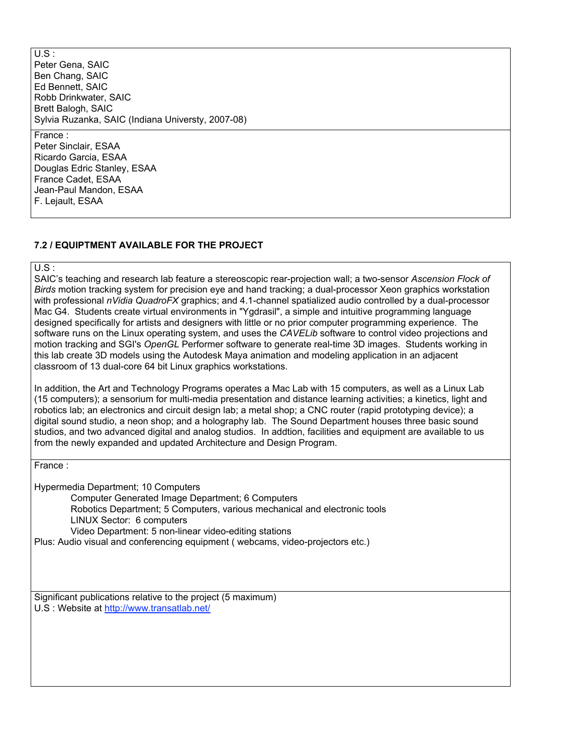U.S :
Peter Gena, SAIC
Ben Chang, SAIC
Ed Bennett, SAIC
Robb Drinkwater, SAIC
Brett Balogh, SAIC
Sylvia Ruzanka, SAIC (Indiana Universty, 2007-08)

France :
Peter Sinclair, ESAA
Ricardo Garcia, ESAA
Douglas Edric Stanley, ESAA
France Cadet, ESAA
Jean-Paul Mandon, ESAA
F. Lejault, ESAA

### 7.2 / EQUIPTMENT AVAILABLE FOR THE PROJECT

U.S :
SAIC's teaching and research lab feature a stereoscopic rear-projection wall; a two-sensor *Ascension Flock of Birds* motion tracking system for precision eye and hand tracking; a dual-processor Xeon graphics workstation with professional *nVidia QuadroFX* graphics; and 4.1-channel spatialized audio controlled by a dual-processor Mac G4. Students create virtual environments in "Ygdrasil", a simple and intuitive programming language designed specifically for artists and designers with little or no prior computer programming experience. The software runs on the Linux operating system, and uses the *CAVELib* software to control video projections and motion tracking and SGI's *OpenGL* Performer software to generate real-time 3D images. Students working in this lab create 3D models using the Autodesk Maya animation and modeling application in an adjacent classroom of 13 dual-core 64 bit Linux graphics workstations.

In addition, the Art and Technology Programs operates a Mac Lab with 15 computers, as well as a Linux Lab (15 computers); a sensorium for multi-media presentation and distance learning activities; a kinetics, light and robotics lab; an electronics and circuit design lab; a metal shop; a CNC router (rapid prototyping device); a digital sound studio, a neon shop; and a holography lab. The Sound Department houses three basic sound studios, and two advanced digital and analog studios. In addtion, facilities and equipment are available to us from the newly expanded and updated Architecture and Design Program.

France :

Hypermedia Department; 10 Computers
Computer Generated Image Department; 6 Computers
Robotics Department; 5 Computers, various mechanical and electronic tools
LINUX Sector: 6 computers
Video Department: 5 non-linear video-editing stations
Plus: Audio visual and conferencing equipment ( webcams, video-projectors etc.)

Significant publications relative to the project (5 maximum)
U.S : Website at http://www.transatlab.net/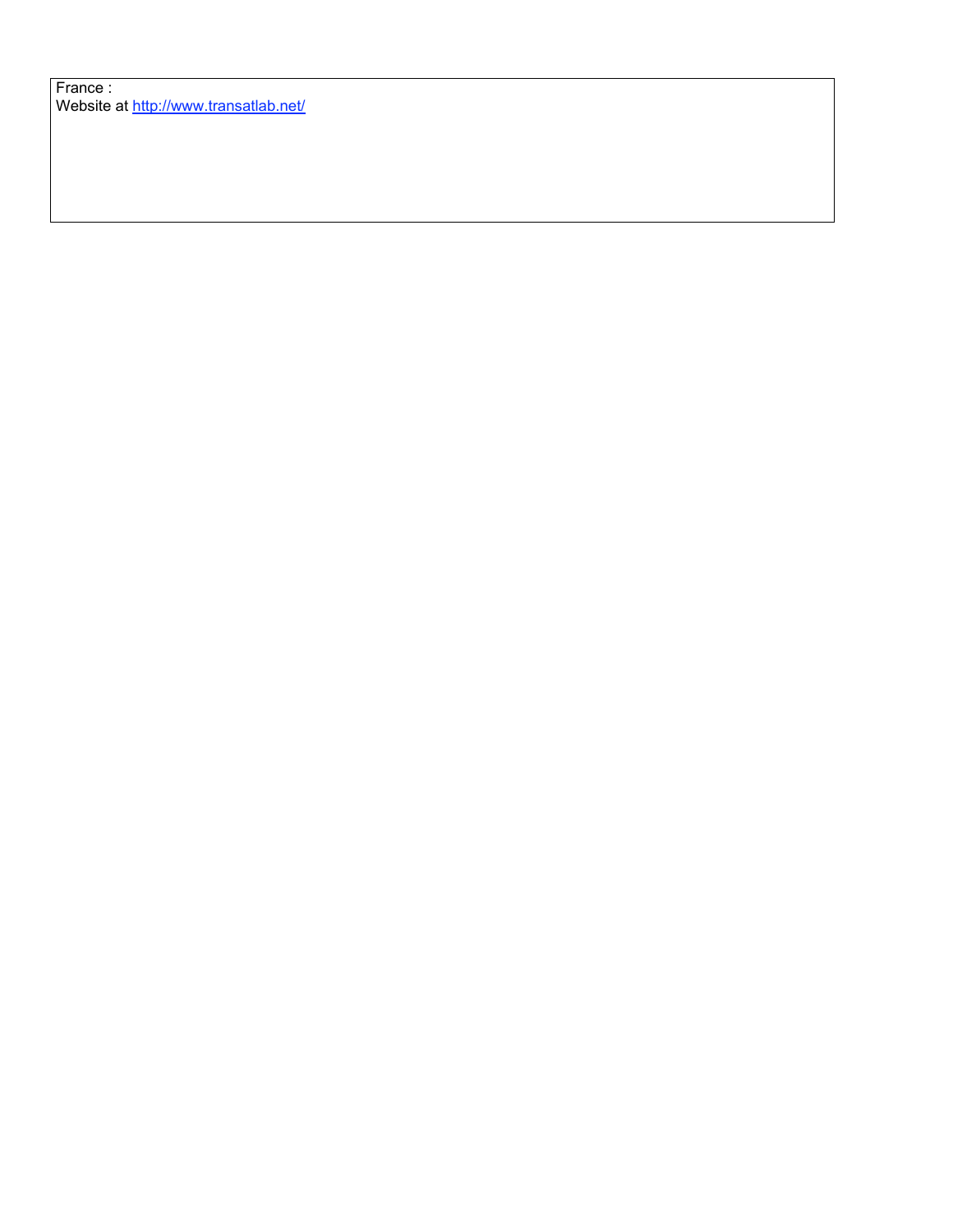France :
Website at http://www.transatlab.net/